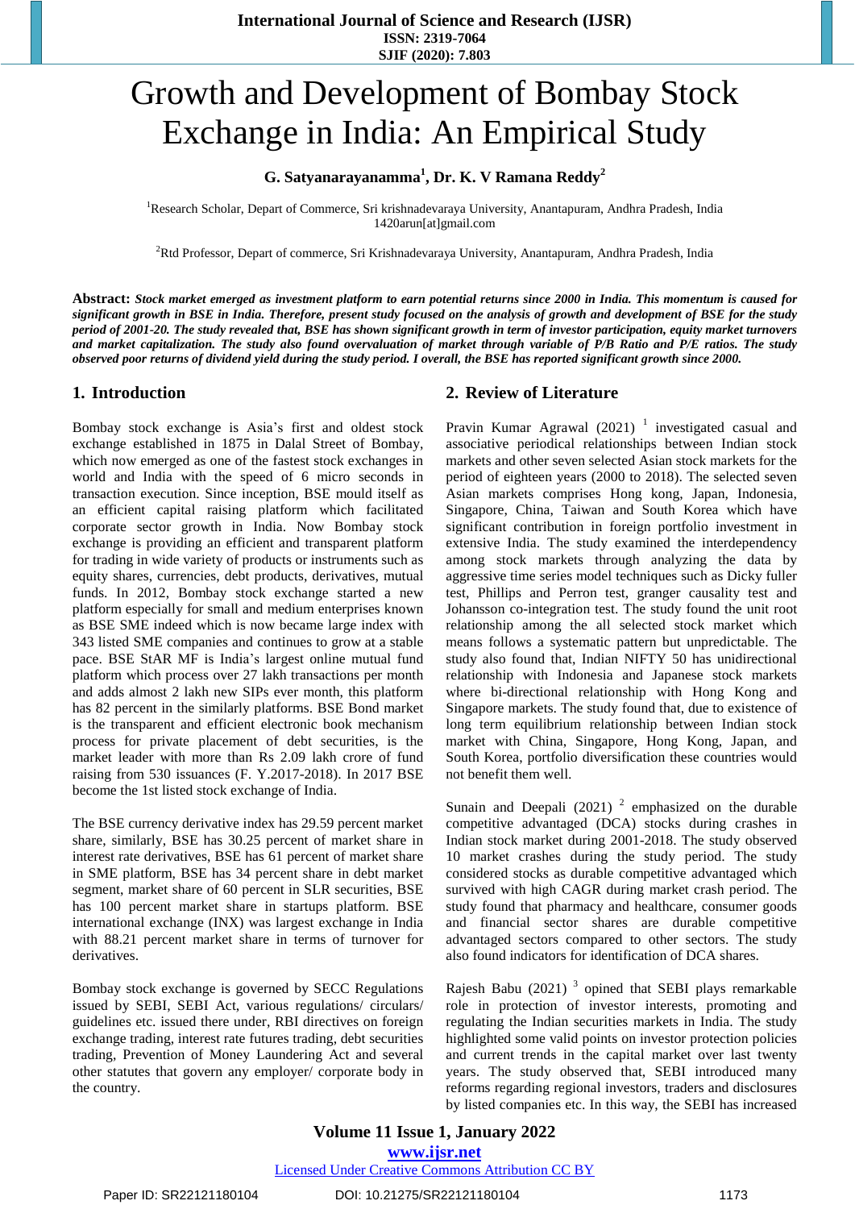# Growth and Development of Bombay Stock Exchange in India: An Empirical Study

**G. Satyanarayanamma[1], Dr. K. V Ramana Reddy[2]**

[1]Research Scholar, Depart of Commerce, Sri krishnadevaraya University, Anantapuram, Andhra Pradesh, India
1420arun[at]gmail.com

[2]Rtd Professor, Depart of commerce, Sri Krishnadevaraya University, Anantapuram, Andhra Pradesh, India

**Abstract:** ***Stock market emerged as investment platform to earn potential returns since 2000 in India. This momentum is caused for significant growth in BSE in India. Therefore, present study focused on the analysis of growth and development of BSE for the study period of 2001-20. The study revealed that, BSE has shown significant growth in term of investor participation, equity market turnovers and market capitalization. The study also found overvaluation of market through variable of P/B Ratio and P/E ratios. The study observed poor returns of dividend yield during the study period. I overall, the BSE has reported significant growth since 2000.***

## 1. Introduction

Bombay stock exchange is Asia's first and oldest stock exchange established in 1875 in Dalal Street of Bombay, which now emerged as one of the fastest stock exchanges in world and India with the speed of 6 micro seconds in transaction execution. Since inception, BSE mould itself as an efficient capital raising platform which facilitated corporate sector growth in India. Now Bombay stock exchange is providing an efficient and transparent platform for trading in wide variety of products or instruments such as equity shares, currencies, debt products, derivatives, mutual funds. In 2012, Bombay stock exchange started a new platform especially for small and medium enterprises known as BSE SME indeed which is now became large index with 343 listed SME companies and continues to grow at a stable pace. BSE StAR MF is India's largest online mutual fund platform which process over 27 lakh transactions per month and adds almost 2 lakh new SIPs ever month, this platform has 82 percent in the similarly platforms. BSE Bond market is the transparent and efficient electronic book mechanism process for private placement of debt securities, is the market leader with more than Rs 2.09 lakh crore of fund raising from 530 issuances (F. Y.2017-2018). In 2017 BSE become the 1st listed stock exchange of India.

The BSE currency derivative index has 29.59 percent market share, similarly, BSE has 30.25 percent of market share in interest rate derivatives, BSE has 61 percent of market share in SME platform, BSE has 34 percent share in debt market segment, market share of 60 percent in SLR securities, BSE has 100 percent market share in startups platform. BSE international exchange (INX) was largest exchange in India with 88.21 percent market share in terms of turnover for derivatives.

Bombay stock exchange is governed by SECC Regulations issued by SEBI, SEBI Act, various regulations/ circulars/ guidelines etc. issued there under, RBI directives on foreign exchange trading, interest rate futures trading, debt securities trading, Prevention of Money Laundering Act and several other statutes that govern any employer/ corporate body in the country.

## 2. Review of Literature

Pravin Kumar Agrawal (2021) [1] investigated casual and associative periodical relationships between Indian stock markets and other seven selected Asian stock markets for the period of eighteen years (2000 to 2018). The selected seven Asian markets comprises Hong kong, Japan, Indonesia, Singapore, China, Taiwan and South Korea which have significant contribution in foreign portfolio investment in extensive India. The study examined the interdependency among stock markets through analyzing the data by aggressive time series model techniques such as Dicky fuller test, Phillips and Perron test, granger causality test and Johansson co-integration test. The study found the unit root relationship among the all selected stock market which means follows a systematic pattern but unpredictable. The study also found that, Indian NIFTY 50 has unidirectional relationship with Indonesia and Japanese stock markets where bi-directional relationship with Hong Kong and Singapore markets. The study found that, due to existence of long term equilibrium relationship between Indian stock market with China, Singapore, Hong Kong, Japan, and South Korea, portfolio diversification these countries would not benefit them well.

Sunain and Deepali (2021) [2] emphasized on the durable competitive advantaged (DCA) stocks during crashes in Indian stock market during 2001-2018. The study observed 10 market crashes during the study period. The study considered stocks as durable competitive advantaged which survived with high CAGR during market crash period. The study found that pharmacy and healthcare, consumer goods and financial sector shares are durable competitive advantaged sectors compared to other sectors. The study also found indicators for identification of DCA shares.

Rajesh Babu (2021) [3] opined that SEBI plays remarkable role in protection of investor interests, promoting and regulating the Indian securities markets in India. The study highlighted some valid points on investor protection policies and current trends in the capital market over last twenty years. The study observed that, SEBI introduced many reforms regarding regional investors, traders and disclosures by listed companies etc. In this way, the SEBI has increased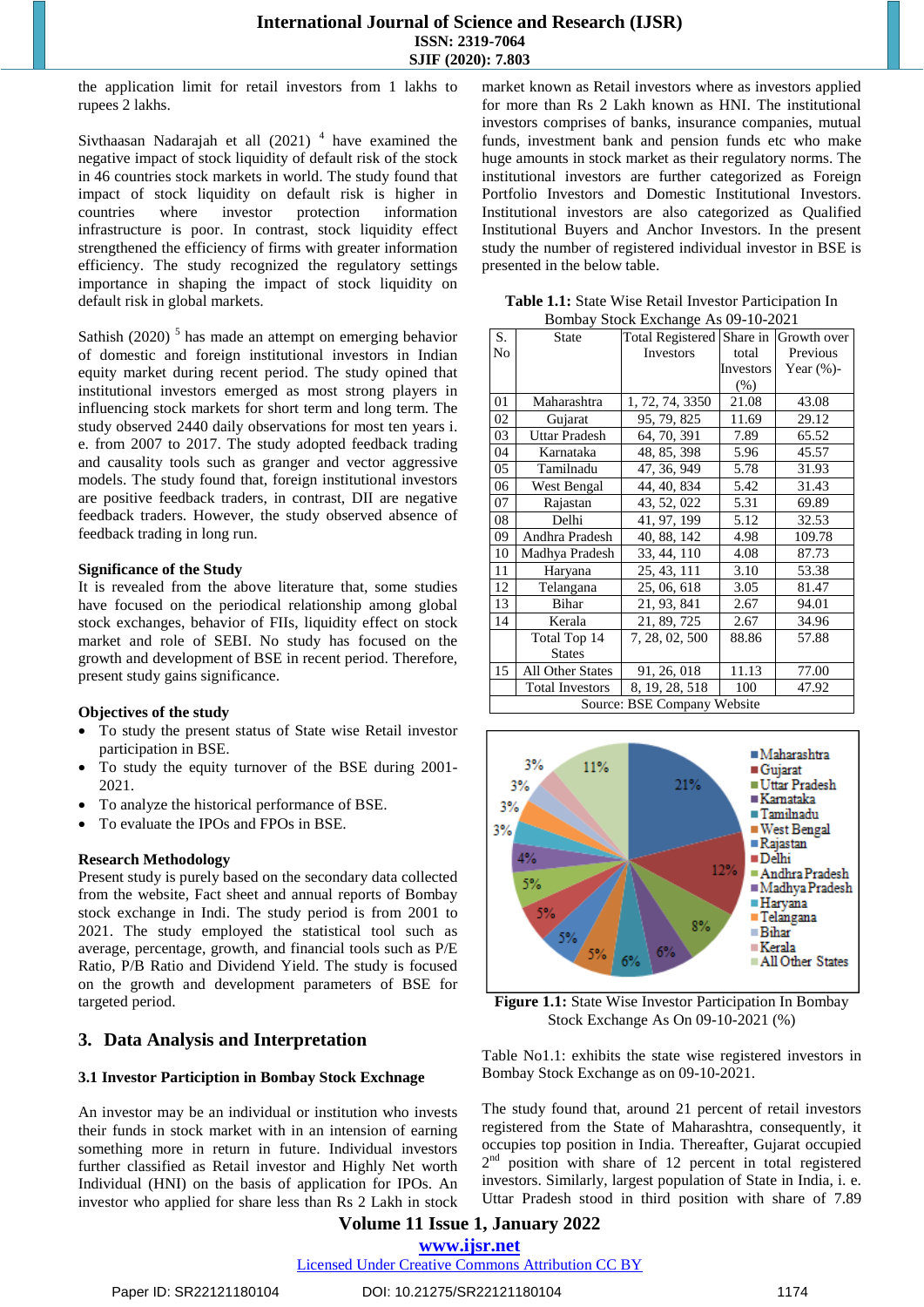the application limit for retail investors from 1 lakhs to rupees 2 lakhs.

Sivthaasan Nadarajah et all (2021) [4] have examined the negative impact of stock liquidity of default risk of the stock in 46 countries stock markets in world. The study found that impact of stock liquidity on default risk is higher in countries where investor protection information infrastructure is poor. In contrast, stock liquidity effect strengthened the efficiency of firms with greater information efficiency. The study recognized the regulatory settings importance in shaping the impact of stock liquidity on default risk in global markets.

Sathish (2020) [5] has made an attempt on emerging behavior of domestic and foreign institutional investors in Indian equity market during recent period. The study opined that institutional investors emerged as most strong players in influencing stock markets for short term and long term. The study observed 2440 daily observations for most ten years i. e. from 2007 to 2017. The study adopted feedback trading and causality tools such as granger and vector aggressive models. The study found that, foreign institutional investors are positive feedback traders, in contrast, DII are negative feedback traders. However, the study observed absence of feedback trading in long run.

**Significance of the Study**

It is revealed from the above literature that, some studies have focused on the periodical relationship among global stock exchanges, behavior of FIIs, liquidity effect on stock market and role of SEBI. No study has focused on the growth and development of BSE in recent period. Therefore, present study gains significance.

**Objectives of the study**

- To study the present status of State wise Retail investor participation in BSE.
- To study the equity turnover of the BSE during 2001-2021.
- To analyze the historical performance of BSE.
- To evaluate the IPOs and FPOs in BSE.

**Research Methodology**

Present study is purely based on the secondary data collected from the website, Fact sheet and annual reports of Bombay stock exchange in Indi. The study period is from 2001 to 2021. The study employed the statistical tools such as average, percentage, growth, and financial tools such as P/E Ratio, P/B Ratio and Dividend Yield. The study is focused on the growth and development parameters of BSE for targeted period.

## 3. Data Analysis and Interpretation

### 3.1 Investor Participion in Bombay Stock Exchnage

An investor may be an individual or institution who invests their funds in stock market with in an intension of earning something more in return in future. Individual investors further classified as Retail investor and Highly Net worth Individual (HNI) on the basis of application for IPOs. An investor who applied for share less than Rs 2 Lakh in stock market known as Retail investors where as investors applied for more than Rs 2 Lakh known as HNI. The institutional investors comprises of banks, insurance companies, mutual funds, investment bank and pension funds etc who make huge amounts in stock market as their regulatory norms. The institutional investors are further categorized as Foreign Portfolio Investors and Domestic Institutional Investors. Institutional investors are also categorized as Qualified Institutional Buyers and Anchor Investors. In the present study the number of registered individual investor in BSE is presented in the below table.

**Table 1.1:** State Wise Retail Investor Participation In Bombay Stock Exchange As 09-10-2021

| S. No | State | Total Registered Investors | Share in total Investors (%) | Growth over Previous Year (%)- |
|---|---|---|---|---|
| 01 | Maharashtra | 1, 72, 74, 3350 | 21.08 | 43.08 |
| 02 | Gujarat | 95, 79, 825 | 11.69 | 29.12 |
| 03 | Uttar Pradesh | 64, 70, 391 | 7.89 | 65.52 |
| 04 | Karnataka | 48, 85, 398 | 5.96 | 45.57 |
| 05 | Tamilnadu | 47, 36, 949 | 5.78 | 31.93 |
| 06 | West Bengal | 44, 40, 834 | 5.42 | 31.43 |
| 07 | Rajastan | 43, 52, 022 | 5.31 | 69.89 |
| 08 | Delhi | 41, 97, 199 | 5.12 | 32.53 |
| 09 | Andhra Pradesh | 40, 88, 142 | 4.98 | 109.78 |
| 10 | Madhya Pradesh | 33, 44, 110 | 4.08 | 87.73 |
| 11 | Haryana | 25, 43, 111 | 3.10 | 53.38 |
| 12 | Telangana | 25, 06, 618 | 3.05 | 81.47 |
| 13 | Bihar | 21, 93, 841 | 2.67 | 94.01 |
| 14 | Kerala | 21, 89, 725 | 2.67 | 34.96 |
| | Total Top 14 States | 7, 28, 02, 500 | 88.86 | 57.88 |
| 15 | All Other States | 91, 26, 018 | 11.13 | 77.00 |
| | Total Investors | 8, 19, 28, 518 | 100 | 47.92 |

Source: BSE Company Website

**Figure 1.1:** State Wise Investor Participation In Bombay Stock Exchange As On 09-10-2021 (%)

Table No1.1: exhibits the state wise registered investors in Bombay Stock Exchange as on 09-10-2021.

The study found that, around 21 percent of retail investors registered from the State of Maharashtra, consequently, it occupies top position in India. Thereafter, Gujarat occupied 2nd position with share of 12 percent in total registered investors. Similarly, largest population of State in India, i. e. Uttar Pradesh stood in third position with share of 7.89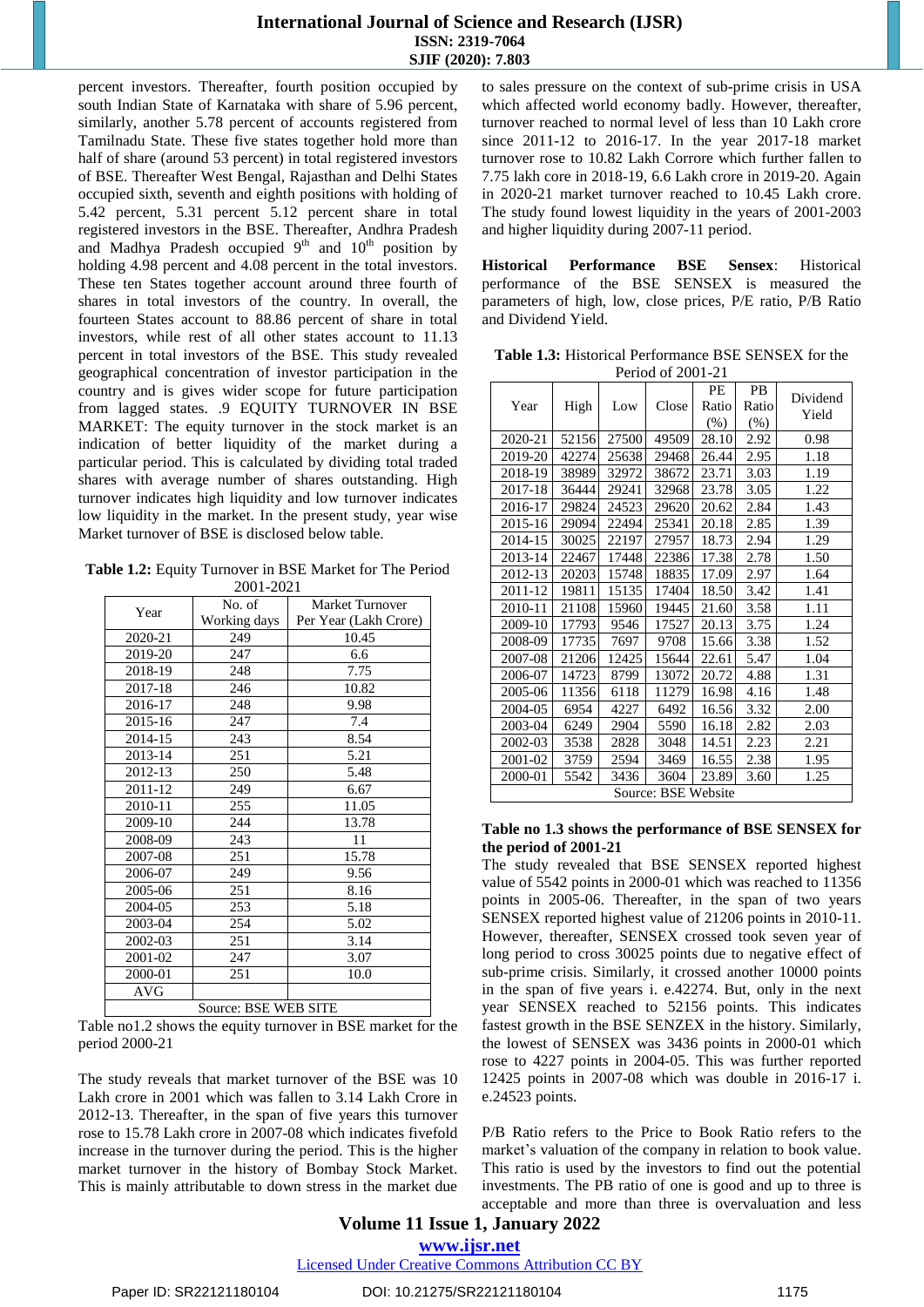percent investors. Thereafter, fourth position occupied by south Indian State of Karnataka with share of 5.96 percent, similarly, another 5.78 percent of accounts registered from Tamilnadu State. These five states together hold more than half of share (around 53 percent) in total registered investors of BSE. Thereafter West Bengal, Rajasthan and Delhi States occupied sixth, seventh and eighth positions with holding of 5.42 percent, 5.31 percent 5.12 percent share in total registered investors in the BSE. Thereafter, Andhra Pradesh and Madhya Pradesh occupied 9[th] and 10[th] position by holding 4.98 percent and 4.08 percent in the total investors. These ten States together account around three fourth of shares in total investors of the country. In overall, the fourteen States account to 88.86 percent of share in total investors, while rest of all other states account to 11.13 percent in total investors of the BSE. This study revealed geographical concentration of investor participation in the country and is gives wider scope for future participation from lagged states. .9 EQUITY TURNOVER IN BSE MARKET: The equity turnover in the stock market is an indication of better liquidity of the market during a particular period. This is calculated by dividing total traded shares with average number of shares outstanding. High turnover indicates high liquidity and low turnover indicates low liquidity in the market. In the present study, year wise Market turnover of BSE is disclosed below table.

**Table 1.2:** Equity Turnover in BSE Market for The Period 2001-2021

| Year | No. of Working days | Market Turnover Per Year (Lakh Crore) |
|---|---|---|
| 2020-21 | 249 | 10.45 |
| 2019-20 | 247 | 6.6 |
| 2018-19 | 248 | 7.75 |
| 2017-18 | 246 | 10.82 |
| 2016-17 | 248 | 9.98 |
| 2015-16 | 247 | 7.4 |
| 2014-15 | 243 | 8.54 |
| 2013-14 | 251 | 5.21 |
| 2012-13 | 250 | 5.48 |
| 2011-12 | 249 | 6.67 |
| 2010-11 | 255 | 11.05 |
| 2009-10 | 244 | 13.78 |
| 2008-09 | 243 | 11 |
| 2007-08 | 251 | 15.78 |
| 2006-07 | 249 | 9.56 |
| 2005-06 | 251 | 8.16 |
| 2004-05 | 253 | 5.18 |
| 2003-04 | 254 | 5.02 |
| 2002-03 | 251 | 3.14 |
| 2001-02 | 247 | 3.07 |
| 2000-01 | 251 | 10.0 |
| AVG | | |
| Source: BSE WEB SITE | | |

Table no1.2 shows the equity turnover in BSE market for the period 2000-21

The study reveals that market turnover of the BSE was 10 Lakh crore in 2001 which was fallen to 3.14 Lakh Crore in 2012-13. Thereafter, in the span of five years this turnover rose to 15.78 Lakh crore in 2007-08 which indicates fivefold increase in the turnover during the period. This is the higher market turnover in the history of Bombay Stock Market. This is mainly attributable to down stress in the market due to sales pressure on the context of sub-prime crisis in USA which affected world economy badly. However, thereafter, turnover reached to normal level of less than 10 Lakh crore since 2011-12 to 2016-17. In the year 2017-18 market turnover rose to 10.82 Lakh Corrore which further fallen to 7.75 lakh core in 2018-19, 6.6 Lakh crore in 2019-20. Again in 2020-21 market turnover reached to 10.45 Lakh crore. The study found lowest liquidity in the years of 2001-2003 and higher liquidity during 2007-11 period.

**Historical Performance BSE Sensex**: Historical performance of the BSE SENSEX is measured the parameters of high, low, close prices, P/E ratio, P/B Ratio and Dividend Yield.

**Table 1.3:** Historical Performance BSE SENSEX for the Period of 2001-21

| Year | High | Low | Close | PE Ratio (%) | PB Ratio (%) | Dividend Yield |
|---|---|---|---|---|---|---|
| 2020-21 | 52156 | 27500 | 49509 | 28.10 | 2.92 | 0.98 |
| 2019-20 | 42274 | 25638 | 29468 | 26.44 | 2.95 | 1.18 |
| 2018-19 | 38989 | 32972 | 38672 | 23.71 | 3.03 | 1.19 |
| 2017-18 | 36444 | 29241 | 32968 | 23.78 | 3.05 | 1.22 |
| 2016-17 | 29824 | 24523 | 29620 | 20.62 | 2.84 | 1.43 |
| 2015-16 | 29094 | 22494 | 25341 | 20.18 | 2.85 | 1.39 |
| 2014-15 | 30025 | 22197 | 27957 | 18.73 | 2.94 | 1.29 |
| 2013-14 | 22467 | 17448 | 22386 | 17.38 | 2.78 | 1.50 |
| 2012-13 | 20203 | 15748 | 18835 | 17.09 | 2.97 | 1.64 |
| 2011-12 | 19811 | 15135 | 17404 | 18.50 | 3.42 | 1.41 |
| 2010-11 | 21108 | 15960 | 19445 | 21.60 | 3.58 | 1.11 |
| 2009-10 | 17793 | 9546 | 17527 | 20.13 | 3.75 | 1.24 |
| 2008-09 | 17735 | 7697 | 9708 | 15.66 | 3.38 | 1.52 |
| 2007-08 | 21206 | 12425 | 15644 | 22.61 | 5.47 | 1.04 |
| 2006-07 | 14723 | 8799 | 13072 | 20.72 | 4.88 | 1.31 |
| 2005-06 | 11356 | 6118 | 11279 | 16.98 | 4.16 | 1.48 |
| 2004-05 | 6954 | 4227 | 6492 | 16.56 | 3.32 | 2.00 |
| 2003-04 | 6249 | 2904 | 5590 | 16.18 | 2.82 | 2.03 |
| 2002-03 | 3538 | 2828 | 3048 | 14.51 | 2.23 | 2.21 |
| 2001-02 | 3759 | 2594 | 3469 | 16.55 | 2.38 | 1.95 |
| 2000-01 | 5542 | 3436 | 3604 | 23.89 | 3.60 | 1.25 |
| Source: BSE Website | | | | | | |

**Table no 1.3 shows the performance of BSE SENSEX for the period of 2001-21**

The study revealed that BSE SENSEX reported highest value of 5542 points in 2000-01 which was reached to 11356 points in 2005-06. Thereafter, in the span of two years SENSEX reported highest value of 21206 points in 2010-11. However, thereafter, SENSEX crossed took seven year of long period to cross 30025 points due to negative effect of sub-prime crisis. Similarly, it crossed another 10000 points in the span of five years i. e.42274. But, only in the next year SENSEX reached to 52156 points. This indicates fastest growth in the BSE SENZEX in the history. Similarly, the lowest of SENSEX was 3436 points in 2000-01 which rose to 4227 points in 2004-05. This was further reported 12425 points in 2007-08 which was double in 2016-17 i. e.24523 points.

P/B Ratio refers to the Price to Book Ratio refers to the market's valuation of the company in relation to book value. This ratio is used by the investors to find out the potential investments. The PB ratio of one is good and up to three is acceptable and more than three is overvaluation and less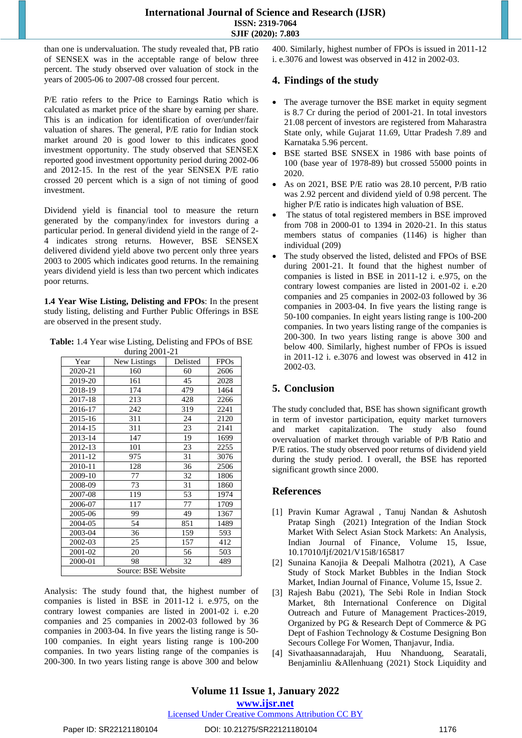than one is undervaluation. The study revealed that, PB ratio of SENSEX was in the acceptable range of below three percent. The study observed over valuation of stock in the years of 2005-06 to 2007-08 crossed four percent.

P/E ratio refers to the Price to Earnings Ratio which is calculated as market price of the share by earning per share. This is an indication for identification of over/under/fair valuation of shares. The general, P/E ratio for Indian stock market around 20 is good lower to this indicates good investment opportunity. The study observed that SENSEX reported good investment opportunity period during 2002-06 and 2012-15. In the rest of the year SENSEX P/E ratio crossed 20 percent which is a sign of not timing of good investment.

Dividend yield is financial tool to measure the return generated by the company/index for investors during a particular period. In general dividend yield in the range of 2-4 indicates strong returns. However, BSE SENSEX delivered dividend yield above two percent only three years 2003 to 2005 which indicates good returns. In the remaining years dividend yield is less than two percent which indicates poor returns.

**1.4 Year Wise Listing, Delisting and FPOs**: In the present study listing, delisting and Further Public Offerings in BSE are observed in the present study.

**Table:** 1.4 Year wise Listing, Delisting and FPOs of BSE during 2001-21

| Year | New Listings | Delisted | FPOs |
|---|---|---|---|
| 2020-21 | 160 | 60 | 2606 |
| 2019-20 | 161 | 45 | 2028 |
| 2018-19 | 174 | 479 | 1464 |
| 2017-18 | 213 | 428 | 2266 |
| 2016-17 | 242 | 319 | 2241 |
| 2015-16 | 311 | 24 | 2120 |
| 2014-15 | 311 | 23 | 2141 |
| 2013-14 | 147 | 19 | 1699 |
| 2012-13 | 101 | 23 | 2255 |
| 2011-12 | 975 | 31 | 3076 |
| 2010-11 | 128 | 36 | 2506 |
| 2009-10 | 77 | 32 | 1806 |
| 2008-09 | 73 | 31 | 1860 |
| 2007-08 | 119 | 53 | 1974 |
| 2006-07 | 117 | 77 | 1709 |
| 2005-06 | 99 | 49 | 1367 |
| 2004-05 | 54 | 851 | 1489 |
| 2003-04 | 36 | 159 | 593 |
| 2002-03 | 25 | 157 | 412 |
| 2001-02 | 20 | 56 | 503 |
| 2000-01 | 98 | 32 | 489 |

Source: BSE Website

Analysis: The study found that, the highest number of companies is listed in BSE in 2011-12 i. e.975, on the contrary lowest companies are listed in 2001-02 i. e.20 companies and 25 companies in 2002-03 followed by 36 companies in 2003-04. In five years the listing range is 50-100 companies. In eight years listing range is 100-200 companies. In two years listing range of the companies is 200-300. In two years listing range is above 300 and below 400. Similarly, highest number of FPOs is issued in 2011-12 i. e.3076 and lowest was observed in 412 in 2002-03.

## 4. Findings of the study

- The average turnover the BSE market in equity segment is 8.7 Cr during the period of 2001-21. In total investors 21.08 percent of investors are registered from Maharastra State only, while Gujarat 11.69, Uttar Pradesh 7.89 and Karnataka 5.96 percent.
- BSE started BSE SNSEX in 1986 with base points of 100 (base year of 1978-89) but crossed 55000 points in 2020.
- As on 2021, BSE P/E ratio was 28.10 percent, P/B ratio was 2.92 percent and dividend yield of 0.98 percent. The higher P/E ratio is indicates high valuation of BSE.
- The status of total registered members in BSE improved from 708 in 2000-01 to 1394 in 2020-21. In this status members status of companies (1146) is higher than individual (209)
- The study observed the listed, delisted and FPOs of BSE during 2001-21. It found that the highest number of companies is listed in BSE in 2011-12 i. e.975, on the contrary lowest companies are listed in 2001-02 i. e.20 companies and 25 companies in 2002-03 followed by 36 companies in 2003-04. In five years the listing range is 50-100 companies. In eight years listing range is 100-200 companies. In two years listing range of the companies is 200-300. In two years listing range is above 300 and below 400. Similarly, highest number of FPOs is issued in 2011-12 i. e.3076 and lowest was observed in 412 in 2002-03.

## 5. Conclusion

The study concluded that, BSE has shown significant growth in term of investor participation, equity market turnovers and market capitalization. The study also found overvaluation of market through variable of P/B Ratio and P/E ratios. The study observed poor returns of dividend yield during the study period. I overall, the BSE has reported significant growth since 2000.

## References

[1] Pravin Kumar Agrawal , Tanuj Nandan & Ashutosh Pratap Singh (2021) Integration of the Indian Stock Market With Select Asian Stock Markets: An Analysis, Indian Journal of Finance, Volume 15, Issue, 10.17010/Ijf/2021/V15i8/165817

[2] Sunaina Kanojia & Deepali Malhotra (2021), A Case Study of Stock Market Bubbles in the Indian Stock Market, Indian Journal of Finance, Volume 15, Issue 2.

[3] Rajesh Babu (2021), The Sebi Role in Indian Stock Market, 8th International Conference on Digital Outreach and Future of Management Practices-2019, Organized by PG & Research Dept of Commerce & PG Dept of Fashion Technology & Costume Designing Bon Secours College For Women, Thanjavur, India.

[4] Sivathaasannadarajah, Huu Nhanduong, Searatali, Benjaminliu &Allenhuang (2021) Stock Liquidity and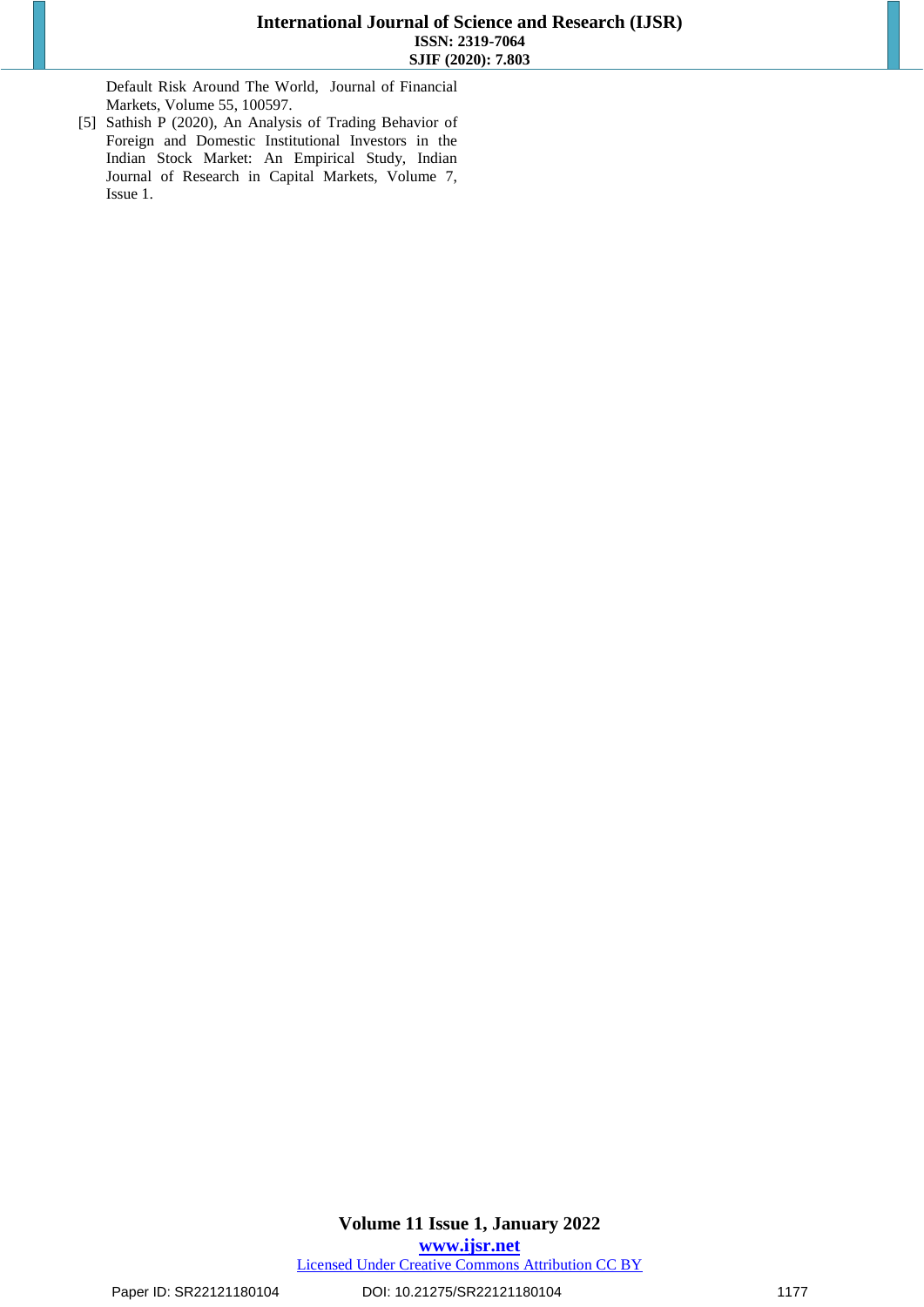Default Risk Around The World, Journal of Financial Markets, Volume 55, 100597.

[5] Sathish P (2020), An Analysis of Trading Behavior of Foreign and Domestic Institutional Investors in the Indian Stock Market: An Empirical Study, Indian Journal of Research in Capital Markets, Volume 7, Issue 1.